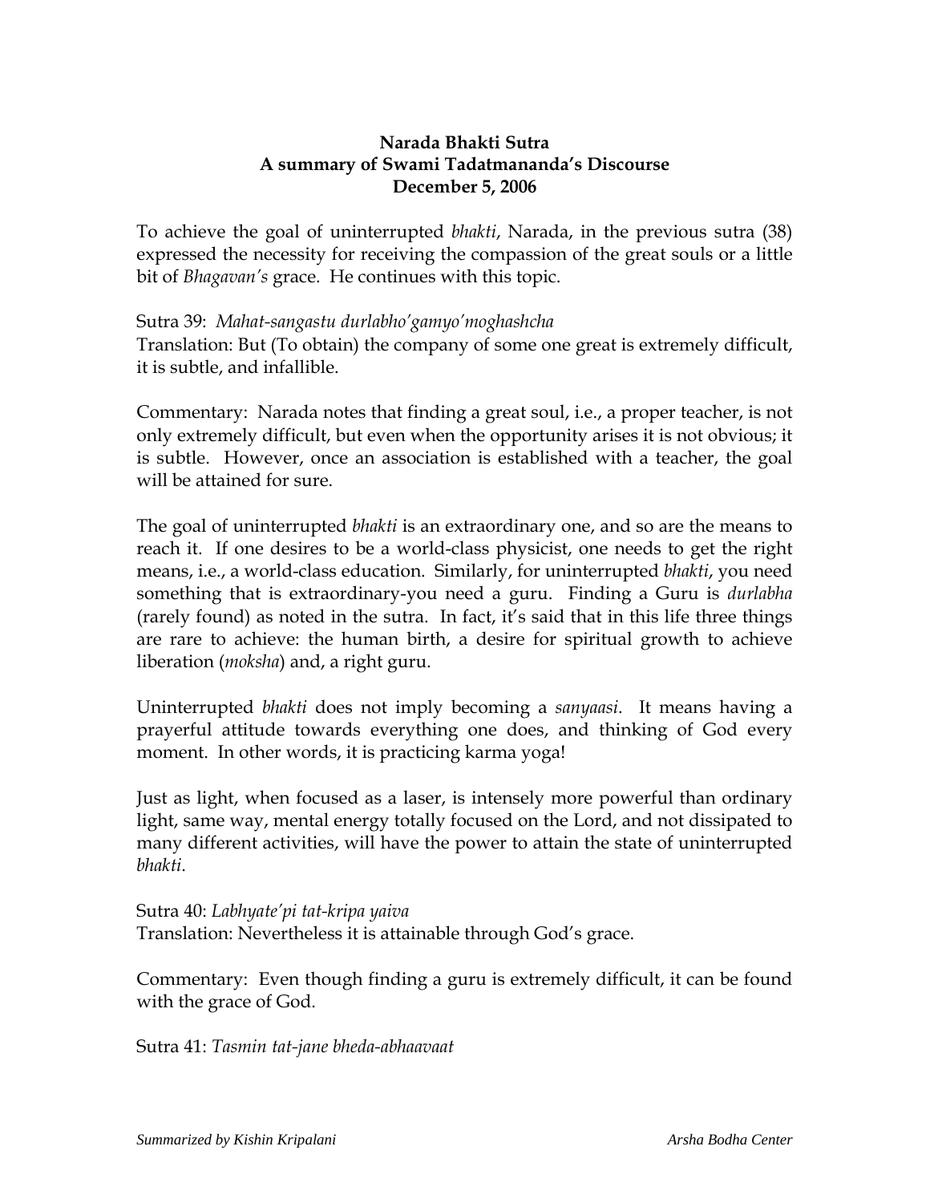**Narada Bhakti Sutra**
**A summary of Swami Tadatmananda's Discourse**
**December 5, 2006**

To achieve the goal of uninterrupted *bhakti*, Narada, in the previous sutra (38) expressed the necessity for receiving the compassion of the great souls or a little bit of *Bhagavan's* grace. He continues with this topic.

Sutra 39: *Mahat-sangastu durlabho'gamyo'moghashcha*
Translation: But (To obtain) the company of some one great is extremely difficult, it is subtle, and infallible.

Commentary: Narada notes that finding a great soul, i.e., a proper teacher, is not only extremely difficult, but even when the opportunity arises it is not obvious; it is subtle. However, once an association is established with a teacher, the goal will be attained for sure.

The goal of uninterrupted *bhakti* is an extraordinary one, and so are the means to reach it. If one desires to be a world-class physicist, one needs to get the right means, i.e., a world-class education. Similarly, for uninterrupted *bhakti*, you need something that is extraordinary-you need a guru. Finding a Guru is *durlabha* (rarely found) as noted in the sutra. In fact, it's said that in this life three things are rare to achieve: the human birth, a desire for spiritual growth to achieve liberation (*moksha*) and, a right guru.

Uninterrupted *bhakti* does not imply becoming a *sanyaasi*. It means having a prayerful attitude towards everything one does, and thinking of God every moment. In other words, it is practicing karma yoga!

Just as light, when focused as a laser, is intensely more powerful than ordinary light, same way, mental energy totally focused on the Lord, and not dissipated to many different activities, will have the power to attain the state of uninterrupted *bhakti*.

Sutra 40: *Labhyate'pi tat-kripa yaiva*
Translation: Nevertheless it is attainable through God's grace.

Commentary: Even though finding a guru is extremely difficult, it can be found with the grace of God.

Sutra 41: *Tasmin tat-jane bheda-abhaavaat*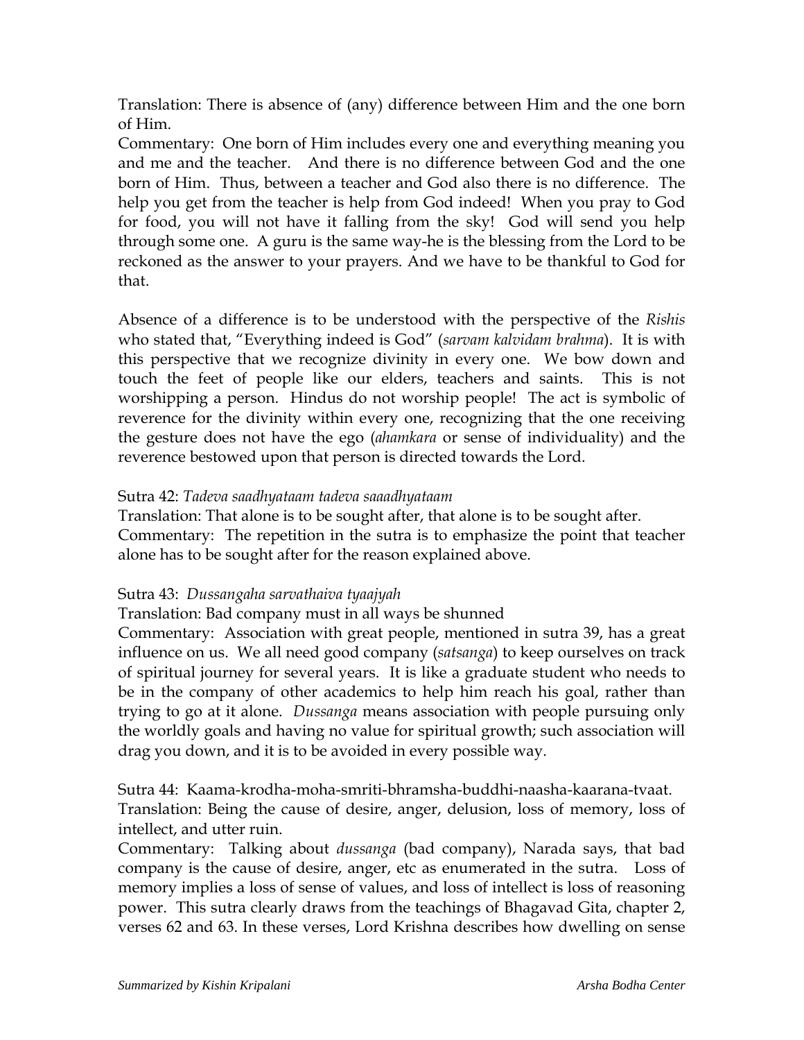Translation: There is absence of (any) difference between Him and the one born of Him.

Commentary: One born of Him includes every one and everything meaning you and me and the teacher. And there is no difference between God and the one born of Him. Thus, between a teacher and God also there is no difference. The help you get from the teacher is help from God indeed! When you pray to God for food, you will not have it falling from the sky! God will send you help through some one. A guru is the same way-he is the blessing from the Lord to be reckoned as the answer to your prayers. And we have to be thankful to God for that.

Absence of a difference is to be understood with the perspective of the *Rishis* who stated that, "Everything indeed is God" (*sarvam kalvidam brahma*). It is with this perspective that we recognize divinity in every one. We bow down and touch the feet of people like our elders, teachers and saints. This is not worshipping a person. Hindus do not worship people! The act is symbolic of reverence for the divinity within every one, recognizing that the one receiving the gesture does not have the ego (*ahamkara* or sense of individuality) and the reverence bestowed upon that person is directed towards the Lord.

Sutra 42: *Tadeva saadhyataam tadeva saaadhyataam*

Translation: That alone is to be sought after, that alone is to be sought after.

Commentary: The repetition in the sutra is to emphasize the point that teacher alone has to be sought after for the reason explained above.

Sutra 43: *Dussangaha sarvathaiva tyaajyah*

Translation: Bad company must in all ways be shunned

Commentary: Association with great people, mentioned in sutra 39, has a great influence on us. We all need good company (*satsanga*) to keep ourselves on track of spiritual journey for several years. It is like a graduate student who needs to be in the company of other academics to help him reach his goal, rather than trying to go at it alone. *Dussanga* means association with people pursuing only the worldly goals and having no value for spiritual growth; such association will drag you down, and it is to be avoided in every possible way.

Sutra 44: Kaama-krodha-moha-smriti-bhramsha-buddhi-naasha-kaarana-tvaat.

Translation: Being the cause of desire, anger, delusion, loss of memory, loss of intellect, and utter ruin.

Commentary: Talking about *dussanga* (bad company), Narada says, that bad company is the cause of desire, anger, etc as enumerated in the sutra. Loss of memory implies a loss of sense of values, and loss of intellect is loss of reasoning power. This sutra clearly draws from the teachings of Bhagavad Gita, chapter 2, verses 62 and 63. In these verses, Lord Krishna describes how dwelling on sense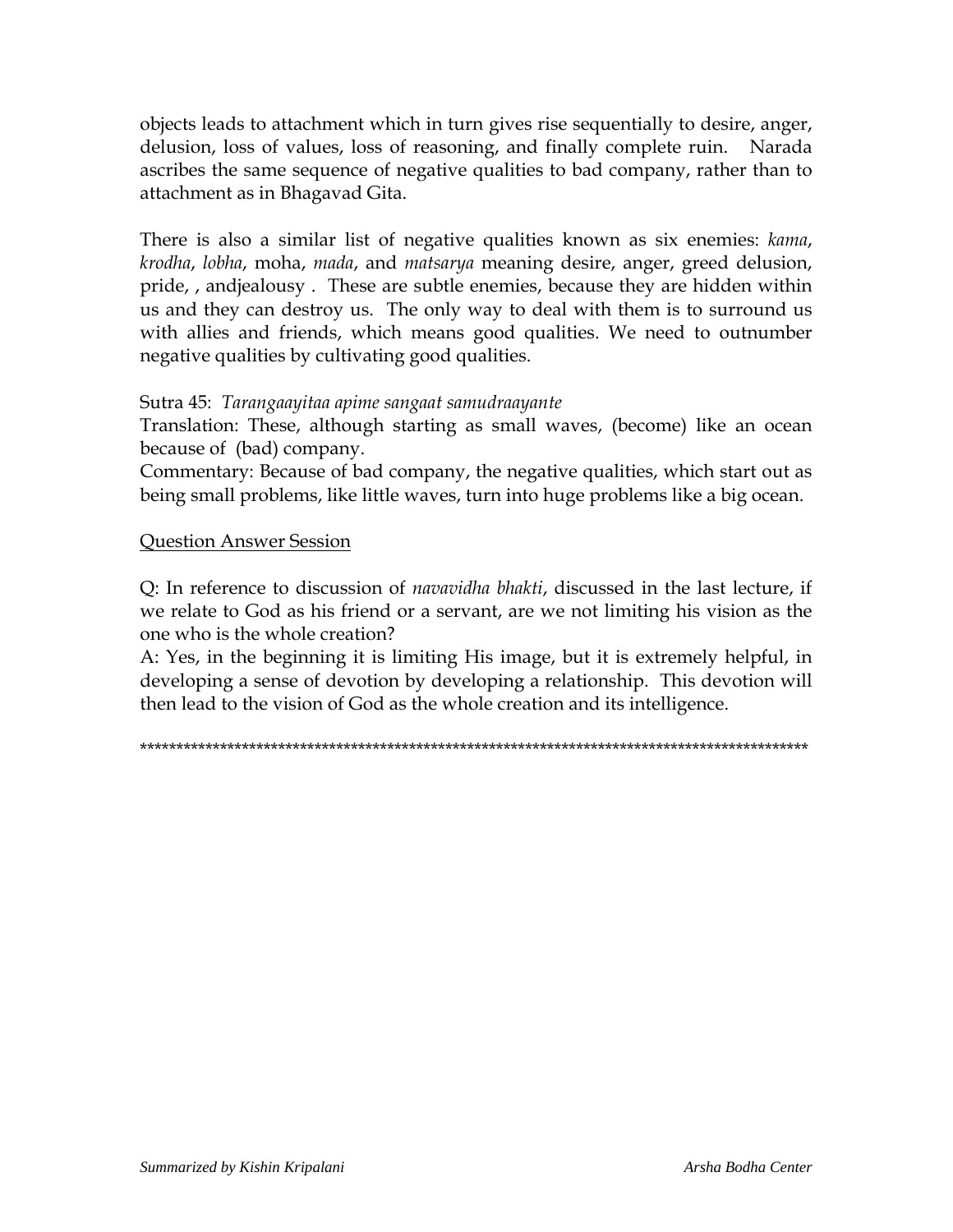objects leads to attachment which in turn gives rise sequentially to desire, anger, delusion, loss of values, loss of reasoning, and finally complete ruin. Narada ascribes the same sequence of negative qualities to bad company, rather than to attachment as in Bhagavad Gita.

There is also a similar list of negative qualities known as six enemies: *kama*, *krodha*, *lobha*, moha, *mada*, and *matsarya* meaning desire, anger, greed delusion, pride, , andjealousy . These are subtle enemies, because they are hidden within us and they can destroy us. The only way to deal with them is to surround us with allies and friends, which means good qualities. We need to outnumber negative qualities by cultivating good qualities.

Sutra 45: *Tarangaayitaa apime sangaat samudraayante*
Translation: These, although starting as small waves, (become) like an ocean because of (bad) company.
Commentary: Because of bad company, the negative qualities, which start out as being small problems, like little waves, turn into huge problems like a big ocean.

Question Answer Session

Q: In reference to discussion of *navavidha bhakti*, discussed in the last lecture, if we relate to God as his friend or a servant, are we not limiting his vision as the one who is the whole creation?
A: Yes, in the beginning it is limiting His image, but it is extremely helpful, in developing a sense of devotion by developing a relationship. This devotion will then lead to the vision of God as the whole creation and its intelligence.

**********************************************************************************************